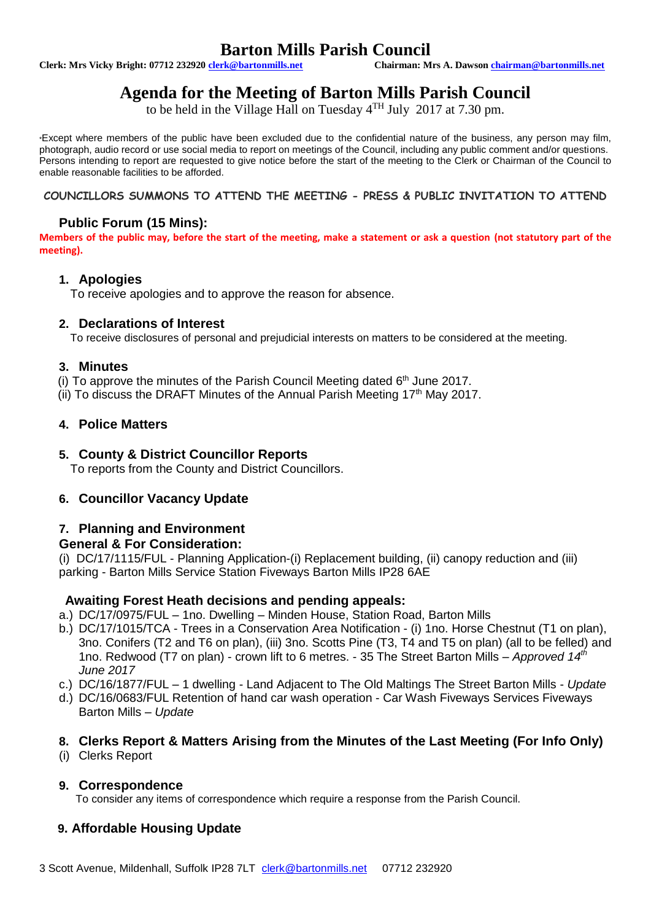# Barton Mills Parish Council

**Clerk: Mrs Vicky Bright: 07712 232920 clerk@bartonmills.net** **Chairman: Mrs A. Dawson chairman@bartonmills.net**

## Agenda for the Meeting of Barton Mills Parish Council

to be held in the Village Hall on Tuesday 4TH July 2017 at 7.30 pm.

*Except where members of the public have been excluded due to the confidential nature of the business, any person may film, photograph, audio record or use social media to report on meetings of the Council, including any public comment and/or questions. Persons intending to report are requested to give notice before the start of the meeting to the Clerk or Chairman of the Council to enable reasonable facilities to be afforded.

**COUNCILLORS SUMMONS TO ATTEND THE MEETING - PRESS & PUBLIC INVITATION TO ATTEND**

### Public Forum (15 Mins):

**Members of the public may, before the start of the meeting, make a statement or ask a question (not statutory part of the meeting).**

### 1. Apologies

To receive apologies and to approve the reason for absence.

### 2. Declarations of Interest

To receive disclosures of personal and prejudicial interests on matters to be considered at the meeting.

### 3. Minutes

(i) To approve the minutes of the Parish Council Meeting dated 6th June 2017.
(ii) To discuss the DRAFT Minutes of the Annual Parish Meeting 17th May 2017.

### 4. Police Matters

### 5. County & District Councillor Reports

To reports from the County and District Councillors.

### 6. Councillor Vacancy Update

### 7. Planning and Environment

**General & For Consideration:**

(i) DC/17/1115/FUL - Planning Application-(i) Replacement building, (ii) canopy reduction and (iii) parking - Barton Mills Service Station Fiveways Barton Mills IP28 6AE

**Awaiting Forest Heath decisions and pending appeals:**

a.) DC/17/0975/FUL – 1no. Dwelling – Minden House, Station Road, Barton Mills
b.) DC/17/1015/TCA - Trees in a Conservation Area Notification - (i) 1no. Horse Chestnut (T1 on plan), 3no. Conifers (T2 and T6 on plan), (iii) 3no. Scotts Pine (T3, T4 and T5 on plan) (all to be felled) and 1no. Redwood (T7 on plan) - crown lift to 6 metres. - 35 The Street Barton Mills – *Approved 14th June 2017*
c.) DC/16/1877/FUL – 1 dwelling - Land Adjacent to The Old Maltings The Street Barton Mills - *Update*
d.) DC/16/0683/FUL Retention of hand car wash operation - Car Wash Fiveways Services Fiveways Barton Mills – *Update*

### 8. Clerks Report & Matters Arising from the Minutes of the Last Meeting (For Info Only)

(i) Clerks Report

### 9. Correspondence

To consider any items of correspondence which require a response from the Parish Council.

### 9. Affordable Housing Update

3 Scott Avenue, Mildenhall, Suffolk IP28 7LT clerk@bartonmills.net 07712 232920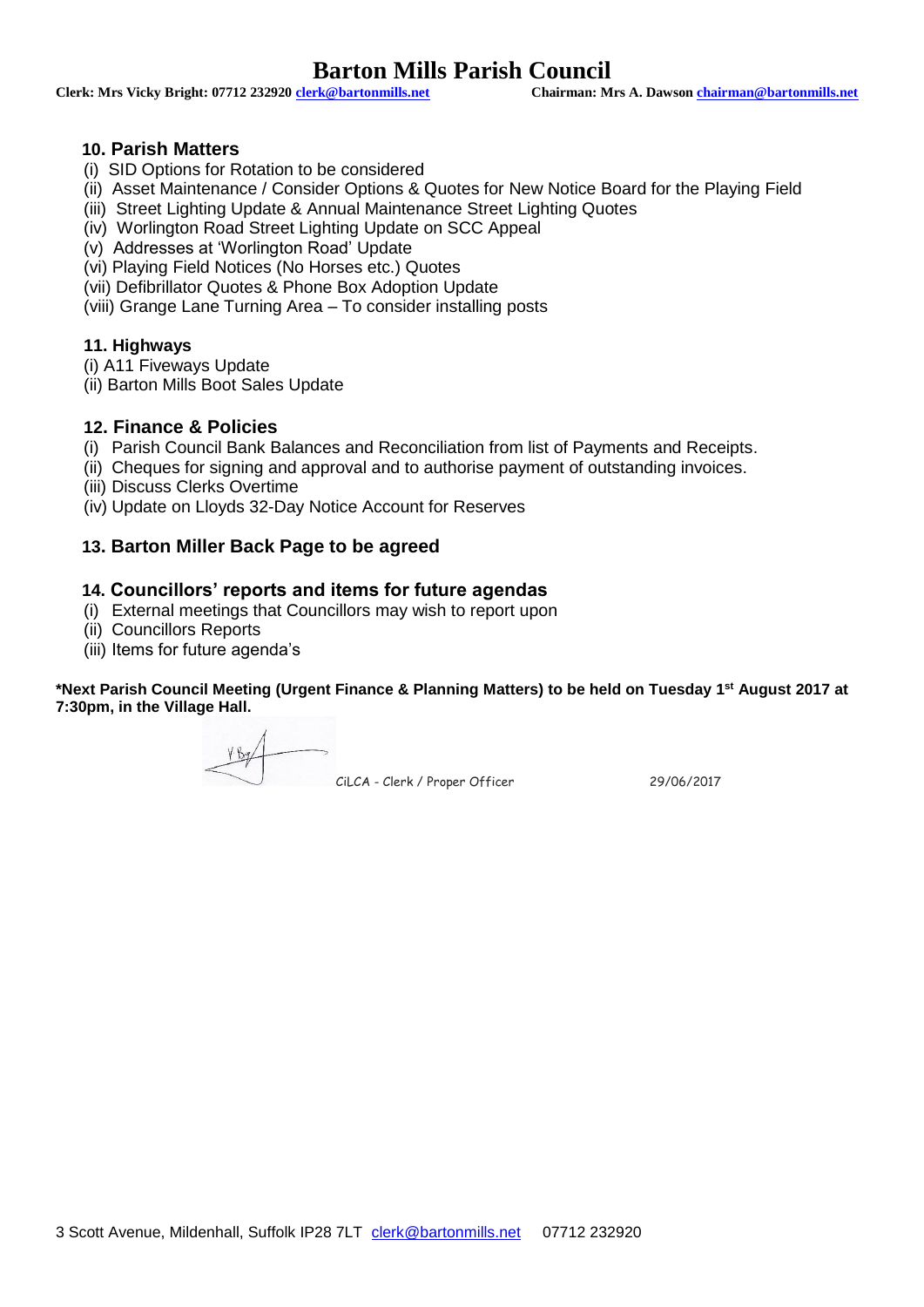# Barton Mills Parish Council

**Clerk: Mrs Vicky Bright: 07712 232920 clerk@bartonmills.net** **Chairman: Mrs A. Dawson chairman@bartonmills.net**

## 10. Parish Matters

(i) SID Options for Rotation to be considered
(ii) Asset Maintenance / Consider Options & Quotes for New Notice Board for the Playing Field
(iii) Street Lighting Update & Annual Maintenance Street Lighting Quotes
(iv) Worlington Road Street Lighting Update on SCC Appeal
(v) Addresses at 'Worlington Road' Update
(vi) Playing Field Notices (No Horses etc.) Quotes
(vii) Defibrillator Quotes & Phone Box Adoption Update
(viii) Grange Lane Turning Area – To consider installing posts

## 11. Highways

(i) A11 Fiveways Update
(ii) Barton Mills Boot Sales Update

## 12. Finance & Policies

(i) Parish Council Bank Balances and Reconciliation from list of Payments and Receipts.
(ii) Cheques for signing and approval and to authorise payment of outstanding invoices.
(iii) Discuss Clerks Overtime
(iv) Update on Lloyds 32-Day Notice Account for Reserves

## 13. Barton Miller Back Page to be agreed

## 14. Councillors' reports and items for future agendas

(i) External meetings that Councillors may wish to report upon
(ii) Councillors Reports
(iii) Items for future agenda's

**\*Next Parish Council Meeting (Urgent Finance & Planning Matters) to be held on Tuesday 1st August 2017 at 7:30pm, in the Village Hall.**

V Bright CiLCA - Clerk / Proper Officer 29/06/2017

3 Scott Avenue, Mildenhall, Suffolk IP28 7LT clerk@bartonmills.net 07712 232920